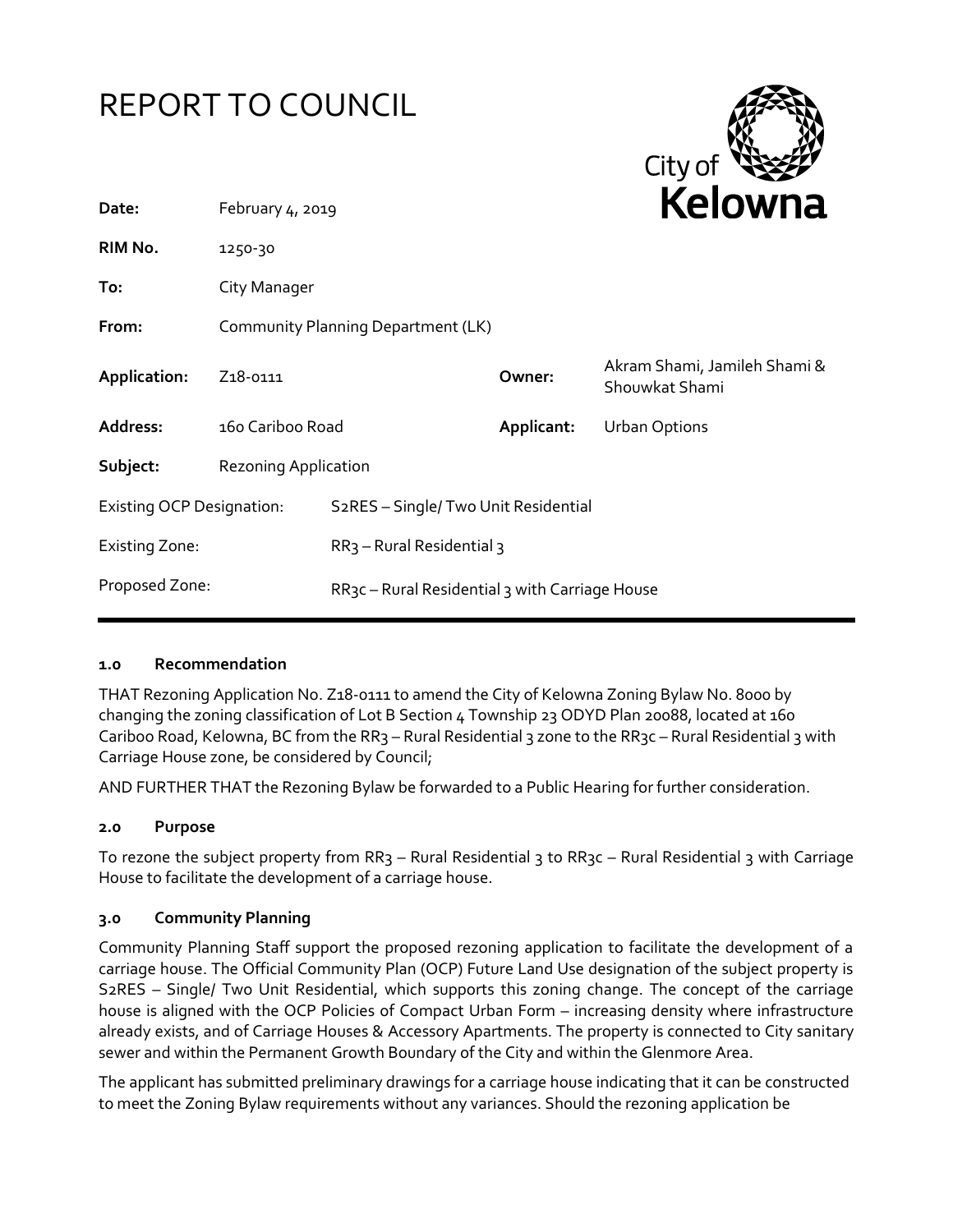# REPORT TO COUNCIL

| | | | |
|---|---|---|---|
| **Date:** | February 4, 2019 | | |
| **RIM No.** | 1250-30 | | |
| **To:** | City Manager | | |
| **From:** | Community Planning Department (LK) | | |
| **Application:** | Z18-0111 | **Owner:** | Akram Shami, Jamileh Shami & Shouwkat Shami |
| **Address:** | 160 Cariboo Road | **Applicant:** | Urban Options |
| **Subject:** | Rezoning Application | | |
| Existing OCP Designation: | S2RES – Single/ Two Unit Residential | | |
| Existing Zone: | RR3 – Rural Residential 3 | | |
| Proposed Zone: | RR3c – Rural Residential 3 with Carriage House | | |

### 1.0 Recommendation

THAT Rezoning Application No. Z18-0111 to amend the City of Kelowna Zoning Bylaw No. 8000 by changing the zoning classification of Lot B Section 4 Township 23 ODYD Plan 20088, located at 160 Cariboo Road, Kelowna, BC from the RR3 – Rural Residential 3 zone to the RR3c – Rural Residential 3 with Carriage House zone, be considered by Council;

AND FURTHER THAT the Rezoning Bylaw be forwarded to a Public Hearing for further consideration.

### 2.0 Purpose

To rezone the subject property from RR3 – Rural Residential 3 to RR3c – Rural Residential 3 with Carriage House to facilitate the development of a carriage house.

### 3.0 Community Planning

Community Planning Staff support the proposed rezoning application to facilitate the development of a carriage house. The Official Community Plan (OCP) Future Land Use designation of the subject property is S2RES – Single/ Two Unit Residential, which supports this zoning change. The concept of the carriage house is aligned with the OCP Policies of Compact Urban Form – increasing density where infrastructure already exists, and of Carriage Houses & Accessory Apartments. The property is connected to City sanitary sewer and within the Permanent Growth Boundary of the City and within the Glenmore Area.

The applicant has submitted preliminary drawings for a carriage house indicating that it can be constructed to meet the Zoning Bylaw requirements without any variances. Should the rezoning application be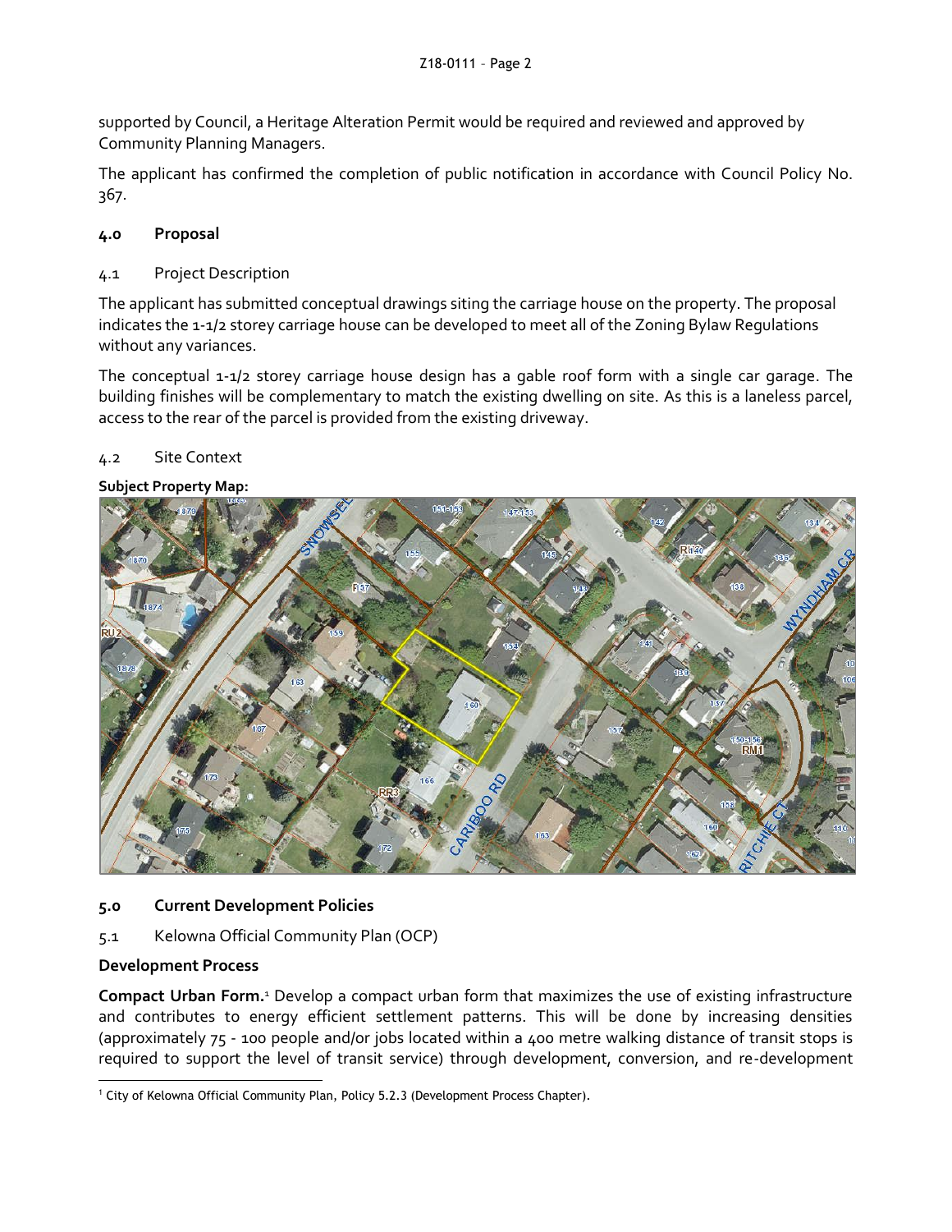supported by Council, a Heritage Alteration Permit would be required and reviewed and approved by Community Planning Managers.

The applicant has confirmed the completion of public notification in accordance with Council Policy No. 367.

## 4.0 Proposal

### 4.1 Project Description

The applicant has submitted conceptual drawings siting the carriage house on the property. The proposal indicates the 1-1/2 storey carriage house can be developed to meet all of the Zoning Bylaw Regulations without any variances.

The conceptual 1-1/2 storey carriage house design has a gable roof form with a single car garage. The building finishes will be complementary to match the existing dwelling on site. As this is a laneless parcel, access to the rear of the parcel is provided from the existing driveway.

### 4.2 Site Context

**Subject Property Map:**

## 5.0 Current Development Policies

### 5.1 Kelowna Official Community Plan (OCP)

**Development Process**

**Compact Urban Form.**[1] Develop a compact urban form that maximizes the use of existing infrastructure and contributes to energy efficient settlement patterns. This will be done by increasing densities (approximately 75 - 100 people and/or jobs located within a 400 metre walking distance of transit stops is required to support the level of transit service) through development, conversion, and re-development

[1] City of Kelowna Official Community Plan, Policy 5.2.3 (Development Process Chapter).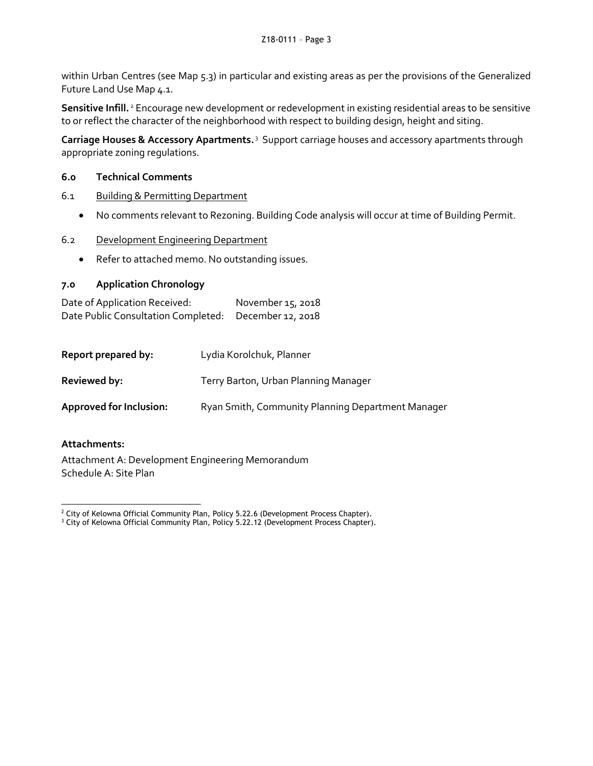within Urban Centres (see Map 5.3) in particular and existing areas as per the provisions of the Generalized Future Land Use Map 4.1.

**Sensitive Infill.** [2] Encourage new development or redevelopment in existing residential areas to be sensitive to or reflect the character of the neighborhood with respect to building design, height and siting.

**Carriage Houses & Accessory Apartments.** [3] Support carriage houses and accessory apartments through appropriate zoning regulations.

## 6.0 Technical Comments

6.1 Building & Permitting Department

- No comments relevant to Rezoning. Building Code analysis will occur at time of Building Permit.

6.2 Development Engineering Department

- Refer to attached memo. No outstanding issues.

## 7.0 Application Chronology

| | |
|---|---|
| Date of Application Received: | November 15, 2018 |
| Date Public Consultation Completed: | December 12, 2018 |

| | |
|---|---|
| **Report prepared by:** | Lydia Korolchuk, Planner |
| **Reviewed by:** | Terry Barton, Urban Planning Manager |
| **Approved for Inclusion:** | Ryan Smith, Community Planning Department Manager |

**Attachments:**

Attachment A: Development Engineering Memorandum
Schedule A: Site Plan

[2] City of Kelowna Official Community Plan, Policy 5.22.6 (Development Process Chapter).
[3] City of Kelowna Official Community Plan, Policy 5.22.12 (Development Process Chapter).